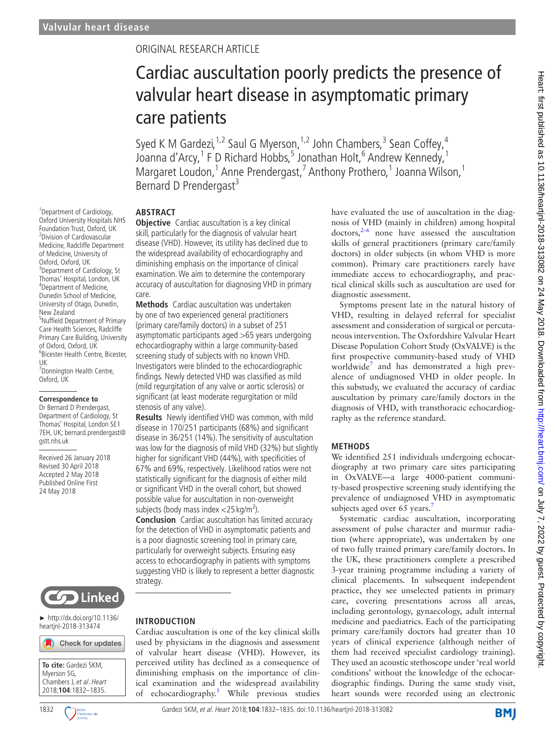Valvular heart disease

ORIGINAL RESEARCH ARTICLE

# Cardiac auscultation poorly predicts the presence of valvular heart disease in asymptomatic primary care patients

Syed K M Gardezi,[1,2] Saul G Myerson,[1,2] John Chambers,[3] Sean Coffey,[4] Joanna d'Arcy,[1] F D Richard Hobbs,[5] Jonathan Holt,[6] Andrew Kennedy,[1] Margaret Loudon,[1] Anne Prendergast,[7] Anthony Prothero,[1] Joanna Wilson,[1] Bernard D Prendergast[3]

[1]Department of Cardiology, Oxford University Hospitals NHS Foundation Trust, Oxford, UK
[2]Division of Cardiovascular Medicine, Radcliffe Department of Medicine, University of Oxford, Oxford, UK
[3]Department of Cardiology, St Thomas' Hospital, London, UK
[4]Department of Medicine, Dunedin School of Medicine, University of Otago, Dunedin, New Zealand
[5]Nuffield Department of Primary Care Health Sciences, Radcliffe Primary Care Building, University of Oxford, Oxford, UK
[6]Bicester Health Centre, Bicester, UK
[7]Donnington Health Centre, Oxford, UK

**Correspondence to**
Dr Bernard D Prendergast, Department of Cardiology, St Thomas' Hospital, London SE1 7EH, UK; bernard.prendergast@gstt.nhs.uk

Received 26 January 2018
Revised 30 April 2018
Accepted 2 May 2018
Published Online First 24 May 2018

► http://dx.doi.org/10.1136/heartjnl-2018-313474

**To cite:** Gardezi SKM, Myerson SG, Chambers J, *et al*. *Heart* 2018;**104**:1832–1835.

## ABSTRACT

**Objective** Cardiac auscultation is a key clinical skill, particularly for the diagnosis of valvular heart disease (VHD). However, its utility has declined due to the widespread availability of echocardiography and diminishing emphasis on the importance of clinical examination. We aim to determine the contemporary accuracy of auscultation for diagnosing VHD in primary care.

**Methods** Cardiac auscultation was undertaken by one of two experienced general practitioners (primary care/family doctors) in a subset of 251 asymptomatic participants aged >65 years undergoing echocardiography within a large community-based screening study of subjects with no known VHD. Investigators were blinded to the echocardiographic findings. Newly detected VHD was classified as mild (mild regurgitation of any valve or aortic sclerosis) or significant (at least moderate regurgitation or mild stenosis of any valve).

**Results** Newly identified VHD was common, with mild disease in 170/251 participants (68%) and significant disease in 36/251 (14%). The sensitivity of auscultation was low for the diagnosis of mild VHD (32%) but slightly higher for significant VHD (44%), with specificities of 67% and 69%, respectively. Likelihood ratios were not statistically significant for the diagnosis of either mild or significant VHD in the overall cohort, but showed possible value for auscultation in non-overweight subjects (body mass index <25 kg/m$^2$).

**Conclusion** Cardiac auscultation has limited accuracy for the detection of VHD in asymptomatic patients and is a poor diagnostic screening tool in primary care, particularly for overweight subjects. Ensuring easy access to echocardiography in patients with symptoms suggesting VHD is likely to represent a better diagnostic strategy.

## INTRODUCTION

Cardiac auscultation is one of the key clinical skills used by physicians in the diagnosis and assessment of valvular heart disease (VHD). However, its perceived utility has declined as a consequence of diminishing emphasis on the importance of clinical examination and the widespread availability of echocardiography.[1] While previous studies have evaluated the use of auscultation in the diagnosis of VHD (mainly in children) among hospital doctors,[2–6] none have assessed the auscultation skills of general practitioners (primary care/family doctors) in older subjects (in whom VHD is more common). Primary care practitioners rarely have immediate access to echocardiography, and practical clinical skills such as auscultation are used for diagnostic assessment.

Symptoms present late in the natural history of VHD, resulting in delayed referral for specialist assessment and consideration of surgical or percutaneous intervention. The Oxfordshire Valvular Heart Disease Population Cohort Study (OxVALVE) is the first prospective community-based study of VHD worldwide[7] and has demonstrated a high prevalence of undiagnosed VHD in older people. In this substudy, we evaluated the accuracy of cardiac auscultation by primary care/family doctors in the diagnosis of VHD, with transthoracic echocardiography as the reference standard.

## METHODS

We identified 251 individuals undergoing echocardiography at two primary care sites participating in OxVALVE—a large 4000-patient community-based prospective screening study identifying the prevalence of undiagnosed VHD in asymptomatic subjects aged over 65 years.[7]

Systematic cardiac auscultation, incorporating assessment of pulse character and murmur radiation (where appropriate), was undertaken by one of two fully trained primary care/family doctors. In the UK, these practitioners complete a prescribed 3-year training programme including a variety of clinical placements. In subsequent independent practice, they see unselected patients in primary care, covering presentations across all areas, including gerontology, gynaecology, adult internal medicine and paediatrics. Each of the participating primary care/family doctors had greater than 10 years of clinical experience (although neither of them had received specialist cardiology training). They used an acoustic stethoscope under 'real world conditions' without the knowledge of the echocardiographic findings. During the same study visit, heart sounds were recorded using an electronic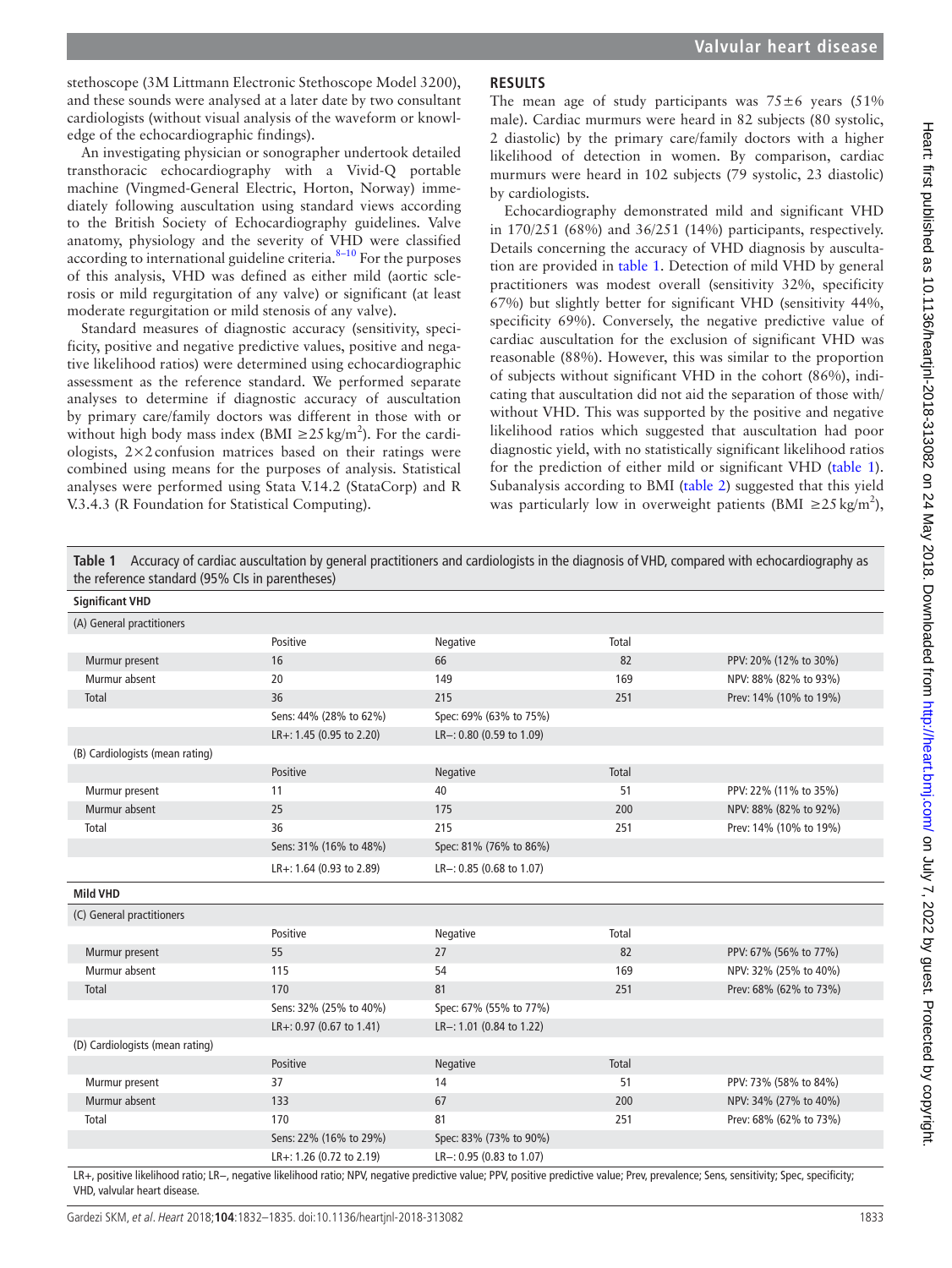stethoscope (3M Littmann Electronic Stethoscope Model 3200), and these sounds were analysed at a later date by two consultant cardiologists (without visual analysis of the waveform or knowledge of the echocardiographic findings).

An investigating physician or sonographer undertook detailed transthoracic echocardiography with a Vivid-Q portable machine (Vingmed-General Electric, Horton, Norway) immediately following auscultation using standard views according to the British Society of Echocardiography guidelines. Valve anatomy, physiology and the severity of VHD were classified according to international guideline criteria.[8–10] For the purposes of this analysis, VHD was defined as either mild (aortic sclerosis or mild regurgitation of any valve) or significant (at least moderate regurgitation or mild stenosis of any valve).

Standard measures of diagnostic accuracy (sensitivity, specificity, positive and negative predictive values, positive and negative likelihood ratios) were determined using echocardiographic assessment as the reference standard. We performed separate analyses to determine if diagnostic accuracy of auscultation by primary care/family doctors was different in those with or without high body mass index (BMI $\geq$25 kg/m$^2$). For the cardiologists, 2×2 confusion matrices based on their ratings were combined using means for the purposes of analysis. Statistical analyses were performed using Stata V.14.2 (StataCorp) and R V.3.4.3 (R Foundation for Statistical Computing).

## RESULTS

The mean age of study participants was 75±6 years (51% male). Cardiac murmurs were heard in 82 subjects (80 systolic, 2 diastolic) by the primary care/family doctors with a higher likelihood of detection in women. By comparison, cardiac murmurs were heard in 102 subjects (79 systolic, 23 diastolic) by cardiologists.

Echocardiography demonstrated mild and significant VHD in 170/251 (68%) and 36/251 (14%) participants, respectively. Details concerning the accuracy of VHD diagnosis by auscultation are provided in table 1. Detection of mild VHD by general practitioners was modest overall (sensitivity 32%, specificity 67%) but slightly better for significant VHD (sensitivity 44%, specificity 69%). Conversely, the negative predictive value of cardiac auscultation for the exclusion of significant VHD was reasonable (88%). However, this was similar to the proportion of subjects without significant VHD in the cohort (86%), indicating that auscultation did not aid the separation of those with/without VHD. This was supported by the positive and negative likelihood ratios which suggested that auscultation had poor diagnostic yield, with no statistically significant likelihood ratios for the prediction of either mild or significant VHD (table 1). Subanalysis according to BMI (table 2) suggested that this yield was particularly low in overweight patients (BMI $\geq$25 kg/m$^2$),

**Table 1** Accuracy of cardiac auscultation by general practitioners and cardiologists in the diagnosis of VHD, compared with echocardiography as the reference standard (95% CIs in parentheses)

| | | | | |
|---|---|---|---|---|
| **Significant VHD** | | | | |
| (A) General practitioners | | | | |
| | Positive | Negative | Total | |
| Murmur present | 16 | 66 | 82 | PPV: 20% (12% to 30%) |
| Murmur absent | 20 | 149 | 169 | NPV: 88% (82% to 93%) |
| Total | 36 | 215 | 251 | Prev: 14% (10% to 19%) |
| | Sens: 44% (28% to 62%) | Spec: 69% (63% to 75%) | | |
| | LR+: 1.45 (0.95 to 2.20) | LR−: 0.80 (0.59 to 1.09) | | |
| (B) Cardiologists (mean rating) | | | | |
| | Positive | Negative | Total | |
| Murmur present | 11 | 40 | 51 | PPV: 22% (11% to 35%) |
| Murmur absent | 25 | 175 | 200 | NPV: 88% (82% to 92%) |
| Total | 36 | 215 | 251 | Prev: 14% (10% to 19%) |
| | Sens: 31% (16% to 48%) | Spec: 81% (76% to 86%) | | |
| | LR+: 1.64 (0.93 to 2.89) | LR−: 0.85 (0.68 to 1.07) | | |
| **Mild VHD** | | | | |
| (C) General practitioners | | | | |
| | Positive | Negative | Total | |
| Murmur present | 55 | 27 | 82 | PPV: 67% (56% to 77%) |
| Murmur absent | 115 | 54 | 169 | NPV: 32% (25% to 40%) |
| Total | 170 | 81 | 251 | Prev: 68% (62% to 73%) |
| | Sens: 32% (25% to 40%) | Spec: 67% (55% to 77%) | | |
| | LR+: 0.97 (0.67 to 1.41) | LR−: 1.01 (0.84 to 1.22) | | |
| (D) Cardiologists (mean rating) | | | | |
| | Positive | Negative | Total | |
| Murmur present | 37 | 14 | 51 | PPV: 73% (58% to 84%) |
| Murmur absent | 133 | 67 | 200 | NPV: 34% (27% to 40%) |
| Total | 170 | 81 | 251 | Prev: 68% (62% to 73%) |
| | Sens: 22% (16% to 29%) | Spec: 83% (73% to 90%) | | |
| | LR+: 1.26 (0.72 to 2.19) | LR−: 0.95 (0.83 to 1.07) | | |

LR+, positive likelihood ratio; LR−, negative likelihood ratio; NPV, negative predictive value; PPV, positive predictive value; Prev, prevalence; Sens, sensitivity; Spec, specificity; VHD, valvular heart disease.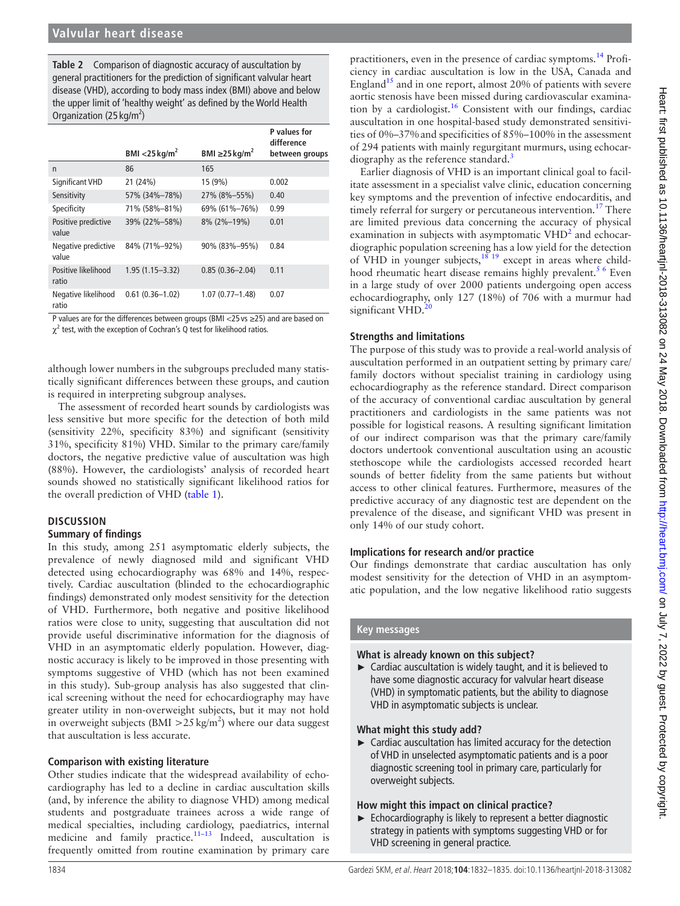**Table 2** Comparison of diagnostic accuracy of auscultation by general practitioners for the prediction of significant valvular heart disease (VHD), according to body mass index (BMI) above and below the upper limit of 'healthy weight' as defined by the World Health Organization (25 kg/m$^2$)

| | BMI <25 kg/m$^2$ | BMI ≥25 kg/m$^2$ | P values for difference between groups |
|---|---|---|---|
| n | 86 | 165 | |
| Significant VHD | 21 (24%) | 15 (9%) | 0.002 |
| Sensitivity | 57% (34%–78%) | 27% (8%–55%) | 0.40 |
| Specificity | 71% (58%–81%) | 69% (61%–76%) | 0.99 |
| Positive predictive value | 39% (22%–58%) | 8% (2%–19%) | 0.01 |
| Negative predictive value | 84% (71%–92%) | 90% (83%–95%) | 0.84 |
| Positive likelihood ratio | 1.95 (1.15–3.32) | 0.85 (0.36–2.04) | 0.11 |
| Negative likelihood ratio | 0.61 (0.36–1.02) | 1.07 (0.77–1.48) | 0.07 |

P values are for the differences between groups (BMI <25 vs ≥25) and are based on $\chi^2$ test, with the exception of Cochran's Q test for likelihood ratios.

although lower numbers in the subgroups precluded many statistically significant differences between these groups, and caution is required in interpreting subgroup analyses.

The assessment of recorded heart sounds by cardiologists was less sensitive but more specific for the detection of both mild (sensitivity 22%, specificity 83%) and significant (sensitivity 31%, specificity 81%) VHD. Similar to the primary care/family doctors, the negative predictive value of auscultation was high (88%). However, the cardiologists' analysis of recorded heart sounds showed no statistically significant likelihood ratios for the overall prediction of VHD (table 1).

## DISCUSSION

### Summary of findings

In this study, among 251 asymptomatic elderly subjects, the prevalence of newly diagnosed mild and significant VHD detected using echocardiography was 68% and 14%, respectively. Cardiac auscultation (blinded to the echocardiographic findings) demonstrated only modest sensitivity for the detection of VHD. Furthermore, both negative and positive likelihood ratios were close to unity, suggesting that auscultation did not provide useful discriminative information for the diagnosis of VHD in an asymptomatic elderly population. However, diagnostic accuracy is likely to be improved in those presenting with symptoms suggestive of VHD (which has not been examined in this study). Sub-group analysis has also suggested that clinical screening without the need for echocardiography may have greater utility in non-overweight subjects, but it may not hold in overweight subjects (BMI >25 kg/m$^2$) where our data suggest that auscultation is less accurate.

### Comparison with existing literature

Other studies indicate that the widespread availability of echocardiography has led to a decline in cardiac auscultation skills (and, by inference the ability to diagnose VHD) among medical students and postgraduate trainees across a wide range of medical specialties, including cardiology, paediatrics, internal medicine and family practice.[11–13] Indeed, auscultation is frequently omitted from routine examination by primary care practitioners, even in the presence of cardiac symptoms.[14] Proficiency in cardiac auscultation is low in the USA, Canada and England[15] and in one report, almost 20% of patients with severe aortic stenosis have been missed during cardiovascular examination by a cardiologist.[16] Consistent with our findings, cardiac auscultation in one hospital-based study demonstrated sensitivities of 0%–37% and specificities of 85%–100% in the assessment of 294 patients with mainly regurgitant murmurs, using echocardiography as the reference standard.[3]

Earlier diagnosis of VHD is an important clinical goal to facilitate assessment in a specialist valve clinic, education concerning key symptoms and the prevention of infective endocarditis, and timely referral for surgery or percutaneous intervention.[17] There are limited previous data concerning the accuracy of physical examination in subjects with asymptomatic VHD[2] and echocardiographic population screening has a low yield for the detection of VHD in younger subjects,[18 19] except in areas where childhood rheumatic heart disease remains highly prevalent.[5 6] Even in a large study of over 2000 patients undergoing open access echocardiography, only 127 (18%) of 706 with a murmur had significant VHD.[20]

### Strengths and limitations

The purpose of this study was to provide a real-world analysis of auscultation performed in an outpatient setting by primary care/family doctors without specialist training in cardiology using echocardiography as the reference standard. Direct comparison of the accuracy of conventional cardiac auscultation by general practitioners and cardiologists in the same patients was not possible for logistical reasons. A resulting significant limitation of our indirect comparison was that the primary care/family doctors undertook conventional auscultation using an acoustic stethoscope while the cardiologists accessed recorded heart sounds of better fidelity from the same patients but without access to other clinical features. Furthermore, measures of the predictive accuracy of any diagnostic test are dependent on the prevalence of the disease, and significant VHD was present in only 14% of our study cohort.

### Implications for research and/or practice

Our findings demonstrate that cardiac auscultation has only modest sensitivity for the detection of VHD in an asymptomatic population, and the low negative likelihood ratio suggests

### Key messages

**What is already known on this subject?**

- Cardiac auscultation is widely taught, and it is believed to have some diagnostic accuracy for valvular heart disease (VHD) in symptomatic patients, but the ability to diagnose VHD in asymptomatic subjects is unclear.

**What might this study add?**

- Cardiac auscultation has limited accuracy for the detection of VHD in unselected asymptomatic patients and is a poor diagnostic screening tool in primary care, particularly for overweight subjects.

**How might this impact on clinical practice?**

- Echocardiography is likely to represent a better diagnostic strategy in patients with symptoms suggesting VHD or for VHD screening in general practice.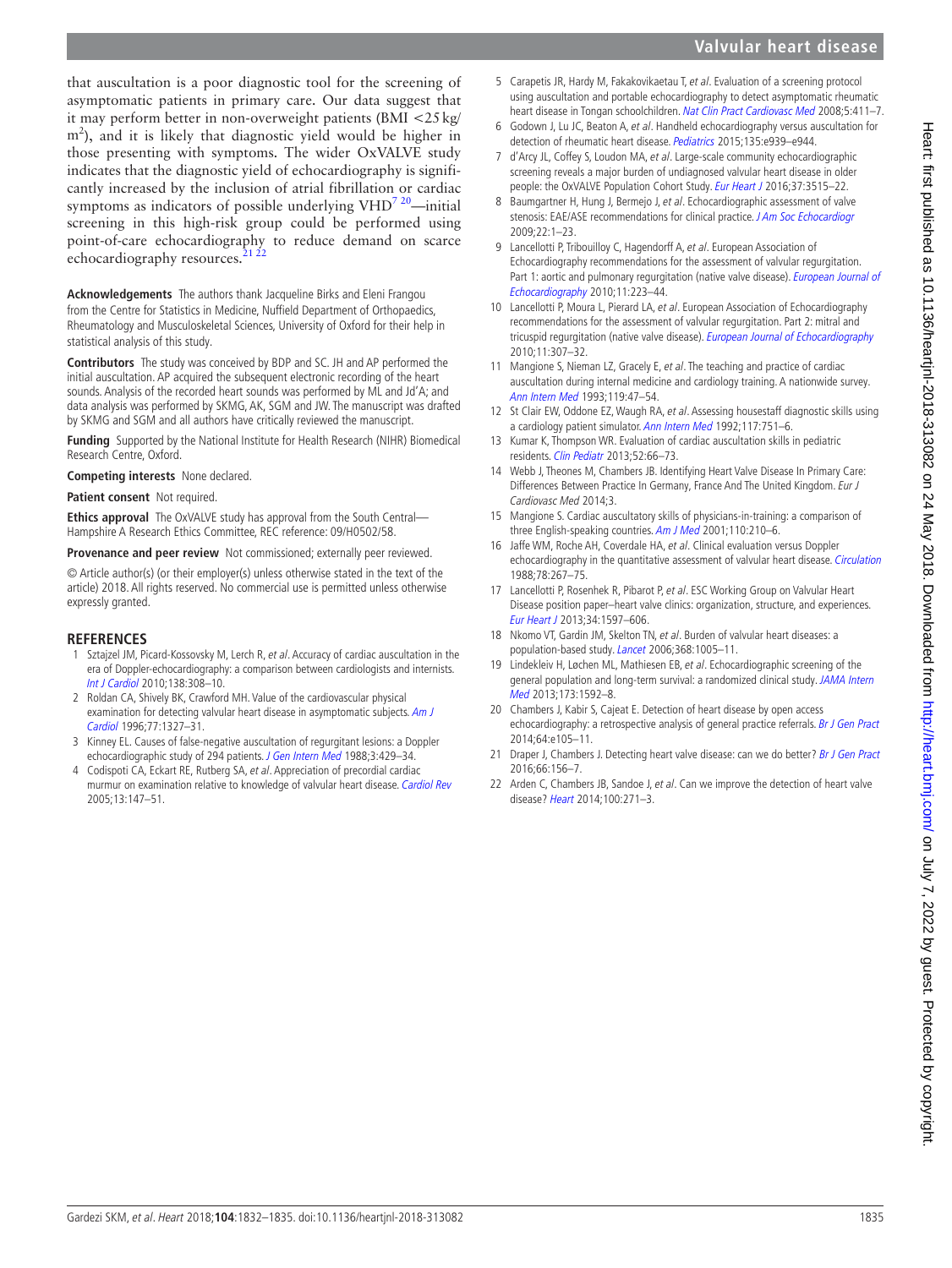that auscultation is a poor diagnostic tool for the screening of asymptomatic patients in primary care. Our data suggest that it may perform better in non-overweight patients (BMI $<25\,kg/m^2$), and it is likely that diagnostic yield would be higher in those presenting with symptoms. The wider OxVALVE study indicates that the diagnostic yield of echocardiography is significantly increased by the inclusion of atrial fibrillation or cardiac symptoms as indicators of possible underlying VHD[7,20]—initial screening in this high-risk group could be performed using point-of-care echocardiography to reduce demand on scarce echocardiography resources.[21,22]

**Acknowledgements** The authors thank Jacqueline Birks and Eleni Frangou from the Centre for Statistics in Medicine, Nuffield Department of Orthopaedics, Rheumatology and Musculoskeletal Sciences, University of Oxford for their help in statistical analysis of this study.

**Contributors** The study was conceived by BDP and SC. JH and AP performed the initial auscultation. AP acquired the subsequent electronic recording of the heart sounds. Analysis of the recorded heart sounds was performed by ML and Jd'A; and data analysis was performed by SKMG, AK, SGM and JW. The manuscript was drafted by SKMG and SGM and all authors have critically reviewed the manuscript.

**Funding** Supported by the National Institute for Health Research (NIHR) Biomedical Research Centre, Oxford.

**Competing interests** None declared.

**Patient consent** Not required.

**Ethics approval** The OxVALVE study has approval from the South Central—Hampshire A Research Ethics Committee, REC reference: 09/H0502/58.

**Provenance and peer review** Not commissioned; externally peer reviewed.

© Article author(s) (or their employer(s) unless otherwise stated in the text of the article) 2018. All rights reserved. No commercial use is permitted unless otherwise expressly granted.

## REFERENCES

1. Sztajzel JM, Picard-Kossovsky M, Lerch R, *et al*. Accuracy of cardiac auscultation in the era of Doppler-echocardiography: a comparison between cardiologists and internists. *Int J Cardiol* 2010;138:308–10.
2. Roldan CA, Shively BK, Crawford MH. Value of the cardiovascular physical examination for detecting valvular heart disease in asymptomatic subjects. *Am J Cardiol* 1996;77:1327–31.
3. Kinney EL. Causes of false-negative auscultation of regurgitant lesions: a Doppler echocardiographic study of 294 patients. *J Gen Intern Med* 1988;3:429–34.
4. Codispoti CA, Eckart RE, Rutberg SA, *et al*. Appreciation of precordial cardiac murmur on examination relative to knowledge of valvular heart disease. *Cardiol Rev* 2005;13:147–51.
5. Carapetis JR, Hardy M, Fakakovikaetau T, *et al*. Evaluation of a screening protocol using auscultation and portable echocardiography to detect asymptomatic rheumatic heart disease in Tongan schoolchildren. *Nat Clin Pract Cardiovasc Med* 2008;5:411–7.
6. Godown J, Lu JC, Beaton A, *et al*. Handheld echocardiography versus auscultation for detection of rheumatic heart disease. *Pediatrics* 2015;135:e939–e944.
7. d'Arcy JL, Coffey S, Loudon MA, *et al*. Large-scale community echocardiographic screening reveals a major burden of undiagnosed valvular heart disease in older people: the OxVALVE Population Cohort Study. *Eur Heart J* 2016;37:3515–22.
8. Baumgartner H, Hung J, Bermejo J, *et al*. Echocardiographic assessment of valve stenosis: EAE/ASE recommendations for clinical practice. *J Am Soc Echocardiogr* 2009;22:1–23.
9. Lancellotti P, Tribouilloy C, Hagendorff A, *et al*. European Association of Echocardiography recommendations for the assessment of valvular regurgitation. Part 1: aortic and pulmonary regurgitation (native valve disease). *European Journal of Echocardiography* 2010;11:223–44.
10. Lancellotti P, Moura L, Pierard LA, *et al*. European Association of Echocardiography recommendations for the assessment of valvular regurgitation. Part 2: mitral and tricuspid regurgitation (native valve disease). *European Journal of Echocardiography* 2010;11:307–32.
11. Mangione S, Nieman LZ, Gracely E, *et al*. The teaching and practice of cardiac auscultation during internal medicine and cardiology training. A nationwide survey. *Ann Intern Med* 1993;119:47–54.
12. St Clair EW, Oddone EZ, Waugh RA, *et al*. Assessing housestaff diagnostic skills using a cardiology patient simulator. *Ann Intern Med* 1992;117:751–6.
13. Kumar K, Thompson WR. Evaluation of cardiac auscultation skills in pediatric residents. *Clin Pediatr* 2013;52:66–73.
14. Webb J, Theones M, Chambers JB. Identifying Heart Valve Disease In Primary Care: Differences Between Practice In Germany, France And The United Kingdom. *Eur J Cardiovasc Med* 2014;3.
15. Mangione S. Cardiac auscultatory skills of physicians-in-training: a comparison of three English-speaking countries. *Am J Med* 2001;110:210–6.
16. Jaffe WM, Roche AH, Coverdale HA, *et al*. Clinical evaluation versus Doppler echocardiography in the quantitative assessment of valvular heart disease. *Circulation* 1988;78:267–75.
17. Lancellotti P, Rosenhek R, Pibarot P, *et al*. ESC Working Group on Valvular Heart Disease position paper–heart valve clinics: organization, structure, and experiences. *Eur Heart J* 2013;34:1597–606.
18. Nkomo VT, Gardin JM, Skelton TN, *et al*. Burden of valvular heart diseases: a population-based study. *Lancet* 2006;368:1005–11.
19. Lindekleiv H, Løchen ML, Mathiesen EB, *et al*. Echocardiographic screening of the general population and long-term survival: a randomized clinical study. *JAMA Intern Med* 2013;173:1592–8.
20. Chambers J, Kabir S, Cajeat E. Detection of heart disease by open access echocardiography: a retrospective analysis of general practice referrals. *Br J Gen Pract* 2014;64:e105–11.
21. Draper J, Chambers J. Detecting heart valve disease: can we do better? *Br J Gen Pract* 2016;66:156–7.
22. Arden C, Chambers JB, Sandoe J, *et al*. Can we improve the detection of heart valve disease? *Heart* 2014;100:271–3.